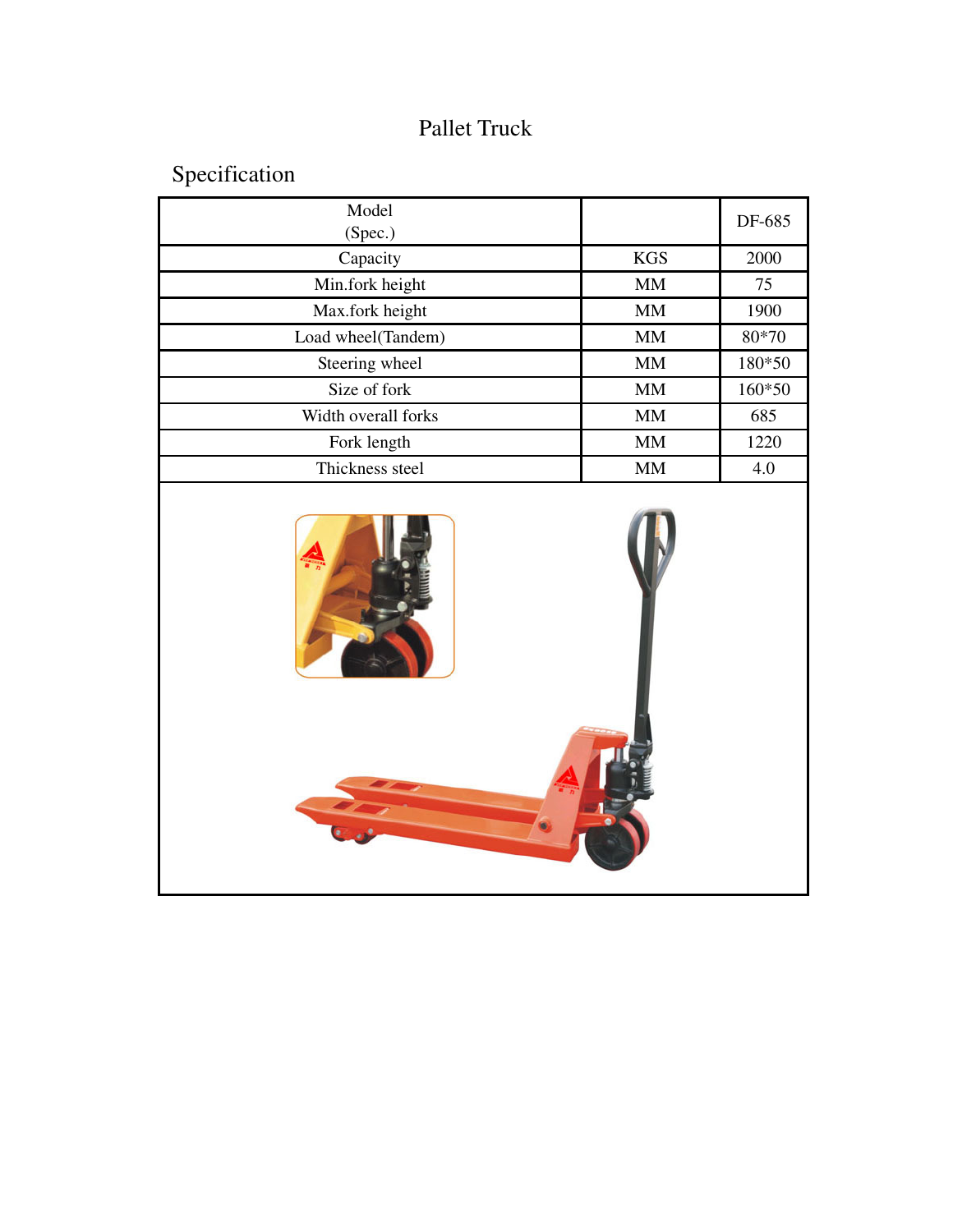# Pallet Truck

## Specification

| Model (Spec.) | | DF-685 |
|---|---|---|
| Capacity | KGS | 2000 |
| Min.fork height | MM | 75 |
| Max.fork height | MM | 1900 |
| Load wheel(Tandem) | MM | 80*70 |
| Steering wheel | MM | 180*50 |
| Size of fork | MM | 160*50 |
| Width overall forks | MM | 685 |
| Fork length | MM | 1220 |
| Thickness steel | MM | 4.0 |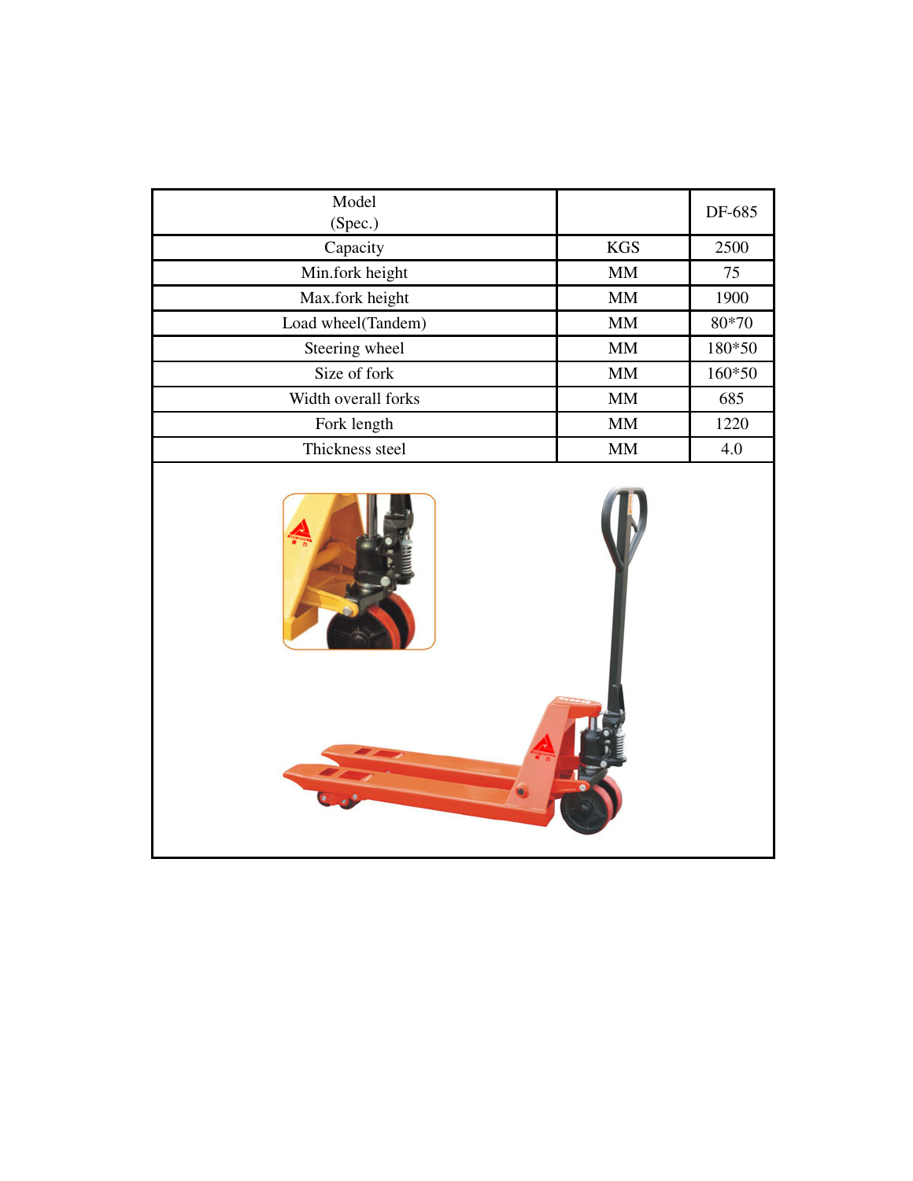| Model (Spec.) | | DF-685 |
|---|---|---|
| Capacity | KGS | 2500 |
| Min.fork height | MM | 75 |
| Max.fork height | MM | 1900 |
| Load wheel(Tandem) | MM | 80*70 |
| Steering wheel | MM | 180*50 |
| Size of fork | MM | 160*50 |
| Width overall forks | MM | 685 |
| Fork length | MM | 1220 |
| Thickness steel | MM | 4.0 |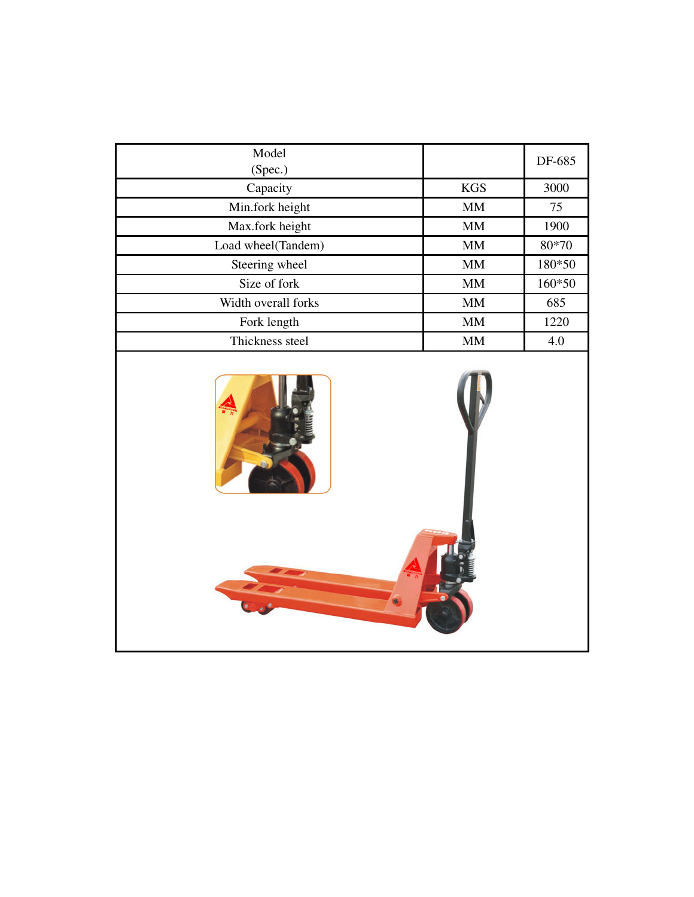| Model<br>(Spec.) | | DF-685 |
|---|---|---|
| Capacity | KGS | 3000 |
| Min.fork height | MM | 75 |
| Max.fork height | MM | 1900 |
| Load wheel(Tandem) | MM | 80*70 |
| Steering wheel | MM | 180*50 |
| Size of fork | MM | 160*50 |
| Width overall forks | MM | 685 |
| Fork length | MM | 1220 |
| Thickness steel | MM | 4.0 |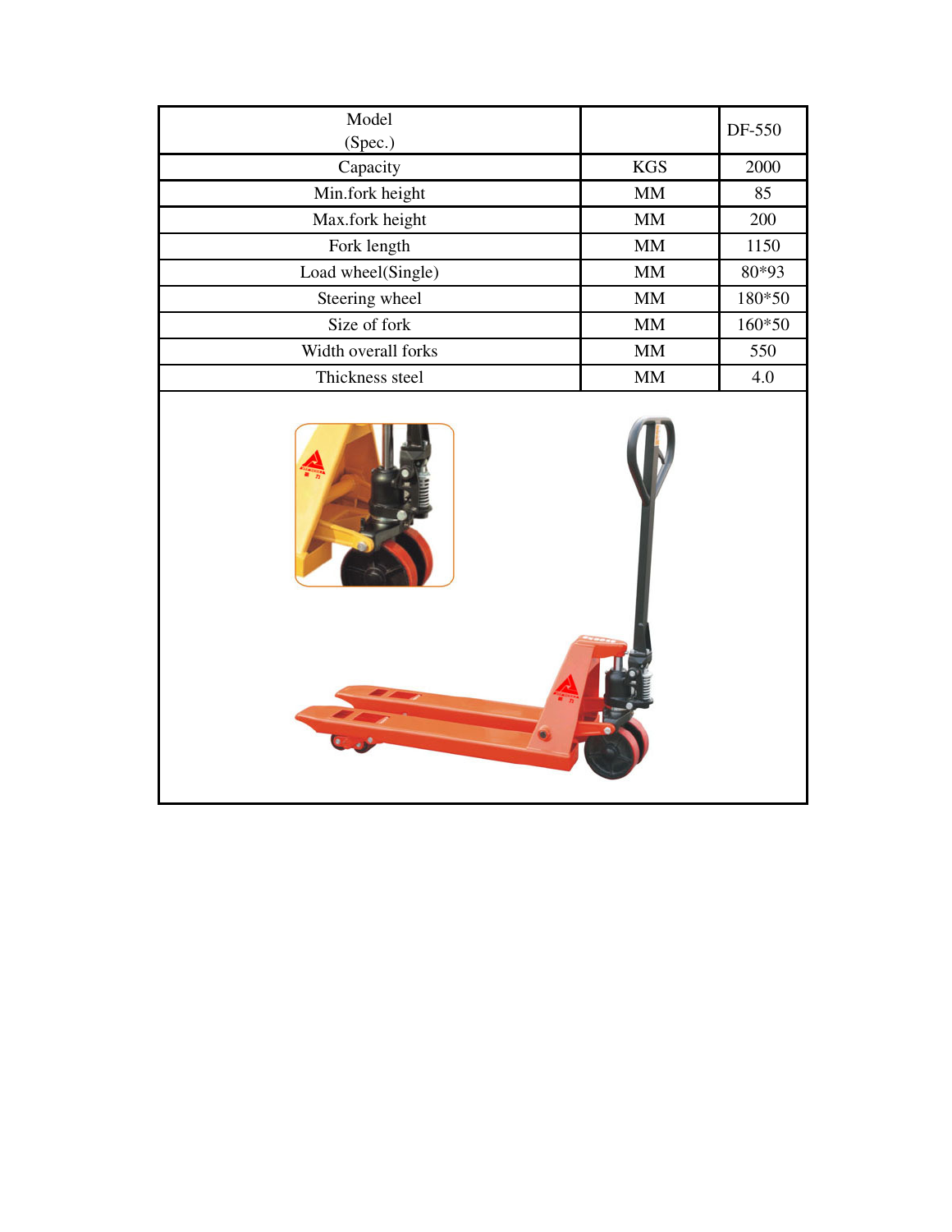| Model (Spec.) | | DF-550 |
|---|---|---|
| Capacity | KGS | 2000 |
| Min.fork height | MM | 85 |
| Max.fork height | MM | 200 |
| Fork length | MM | 1150 |
| Load wheel(Single) | MM | 80*93 |
| Steering wheel | MM | 180*50 |
| Size of fork | MM | 160*50 |
| Width overall forks | MM | 550 |
| Thickness steel | MM | 4.0 |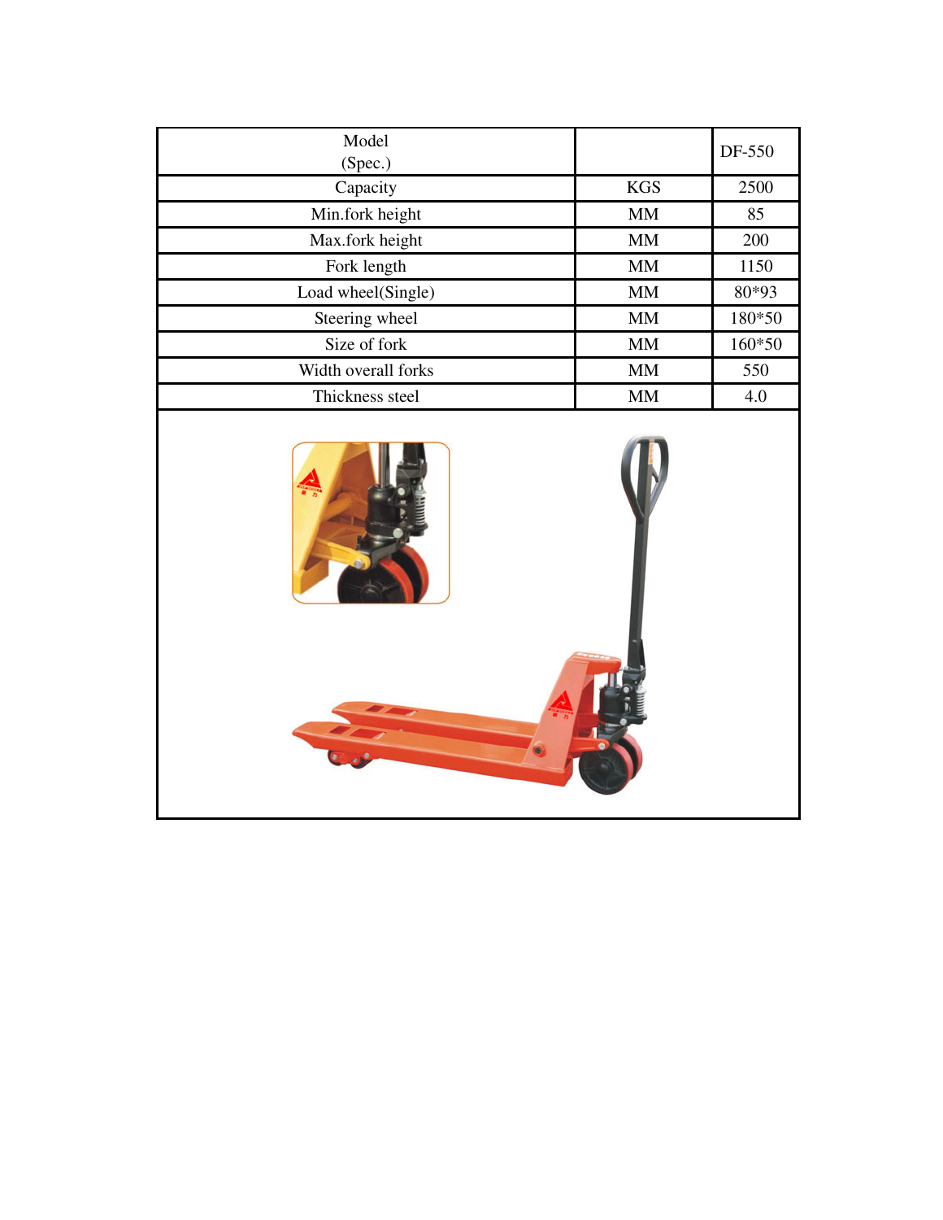| Model (Spec.) | | DF-550 |
|---|---|---|
| Capacity | KGS | 2500 |
| Min.fork height | MM | 85 |
| Max.fork height | MM | 200 |
| Fork length | MM | 1150 |
| Load wheel(Single) | MM | 80*93 |
| Steering wheel | MM | 180*50 |
| Size of fork | MM | 160*50 |
| Width overall forks | MM | 550 |
| Thickness steel | MM | 4.0 |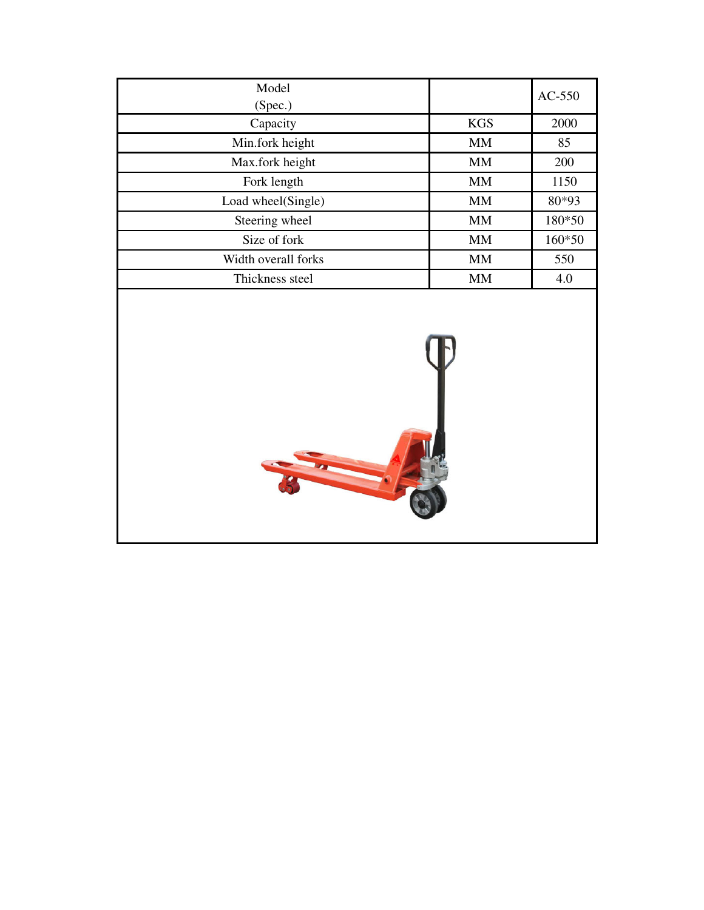| Model (Spec.) | | AC-550 |
| --- | --- | --- |
| Capacity | KGS | 2000 |
| Min.fork height | MM | 85 |
| Max.fork height | MM | 200 |
| Fork length | MM | 1150 |
| Load wheel(Single) | MM | 80*93 |
| Steering wheel | MM | 180*50 |
| Size of fork | MM | 160*50 |
| Width overall forks | MM | 550 |
| Thickness steel | MM | 4.0 |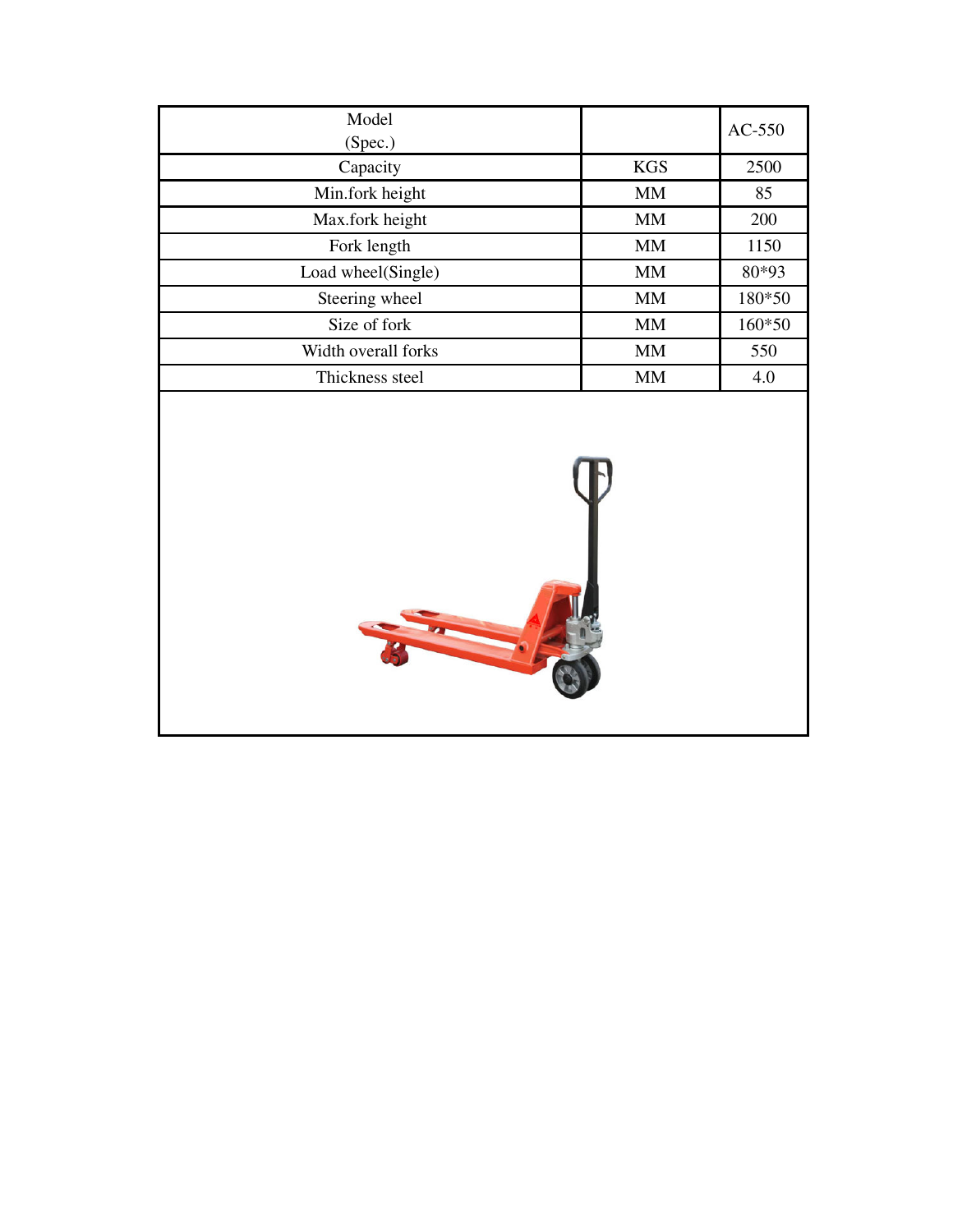| Model (Spec.) | | AC-550 |
| --- | --- | --- |
| Capacity | KGS | 2500 |
| Min.fork height | MM | 85 |
| Max.fork height | MM | 200 |
| Fork length | MM | 1150 |
| Load wheel(Single) | MM | 80*93 |
| Steering wheel | MM | 180*50 |
| Size of fork | MM | 160*50 |
| Width overall forks | MM | 550 |
| Thickness steel | MM | 4.0 |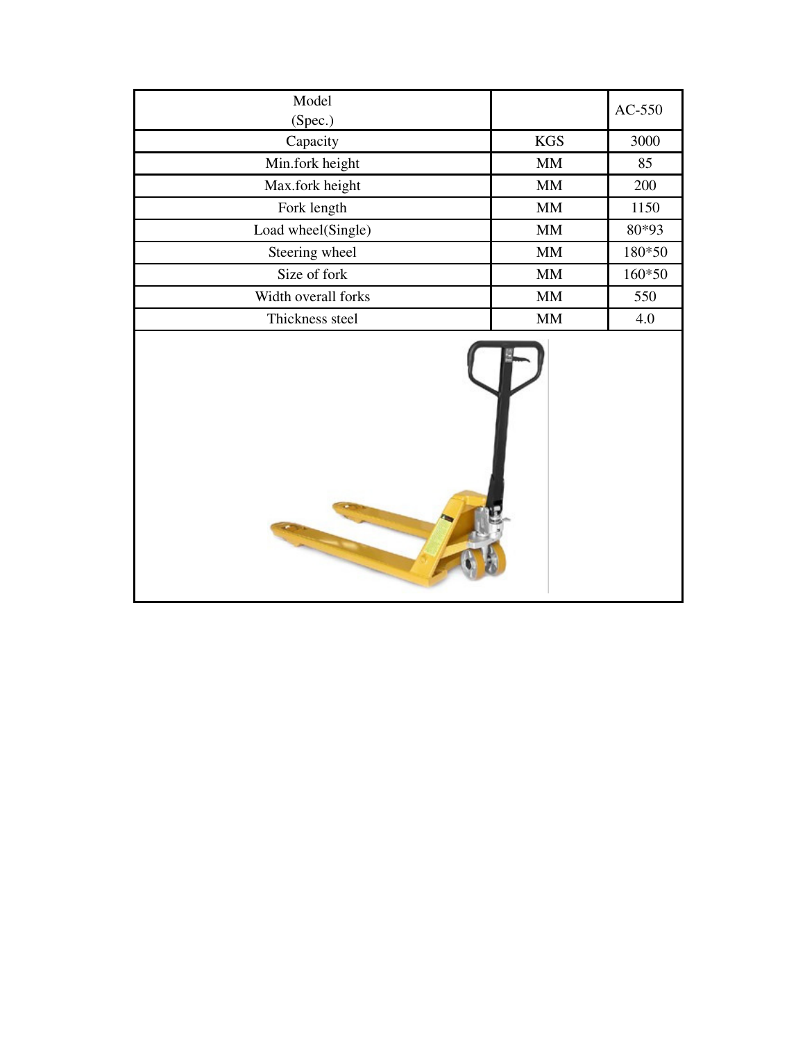| Model<br>(Spec.) | | AC-550 |
|---|---|---|
| Capacity | KGS | 3000 |
| Min.fork height | MM | 85 |
| Max.fork height | MM | 200 |
| Fork length | MM | 1150 |
| Load wheel(Single) | MM | 80*93 |
| Steering wheel | MM | 180*50 |
| Size of fork | MM | 160*50 |
| Width overall forks | MM | 550 |
| Thickness steel | MM | 4.0 |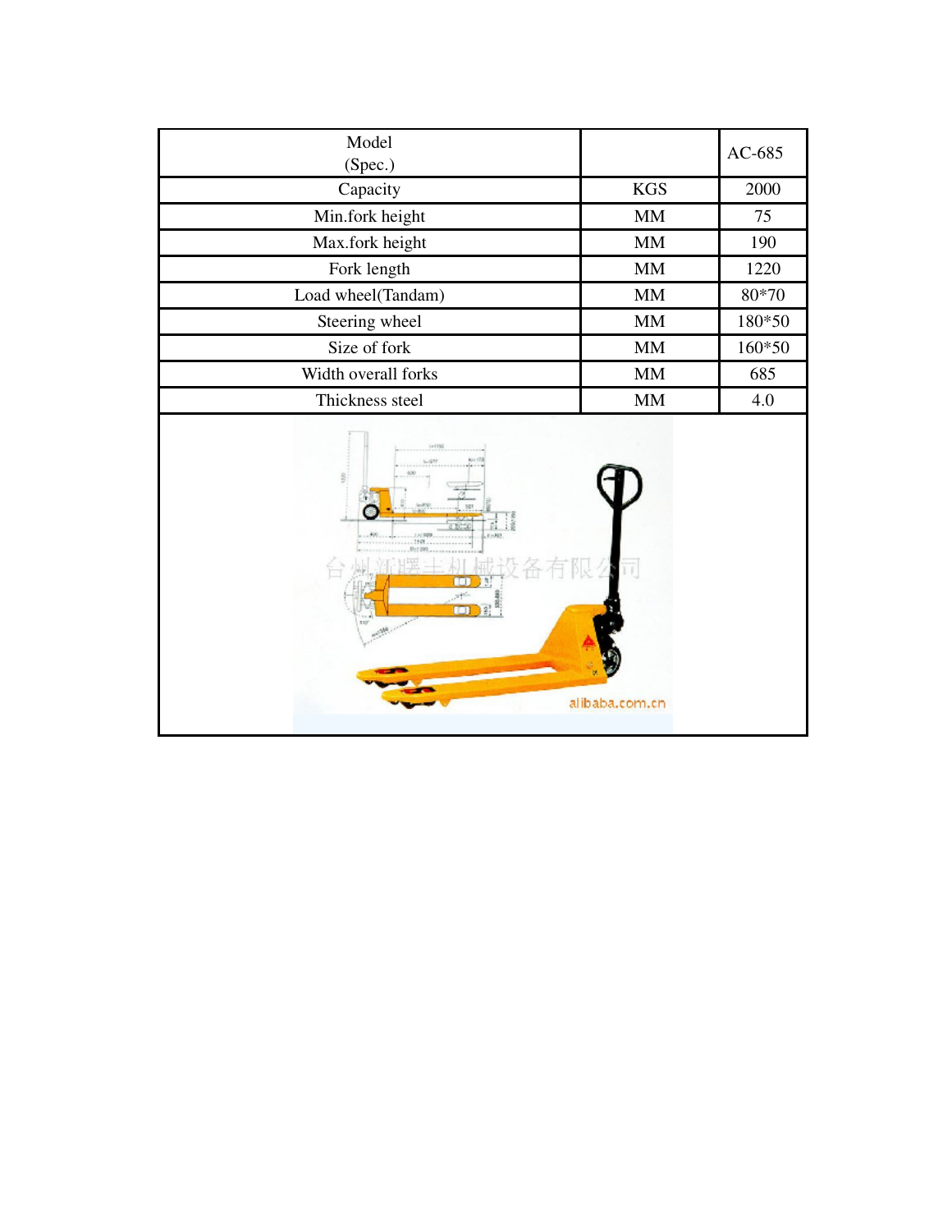| Model (Spec.) | | AC-685 |
|---|---|---|
| Capacity | KGS | 2000 |
| Min.fork height | MM | 75 |
| Max.fork height | MM | 190 |
| Fork length | MM | 1220 |
| Load wheel(Tandam) | MM | 80*70 |
| Steering wheel | MM | 180*50 |
| Size of fork | MM | 160*50 |
| Width overall forks | MM | 685 |
| Thickness steel | MM | 4.0 |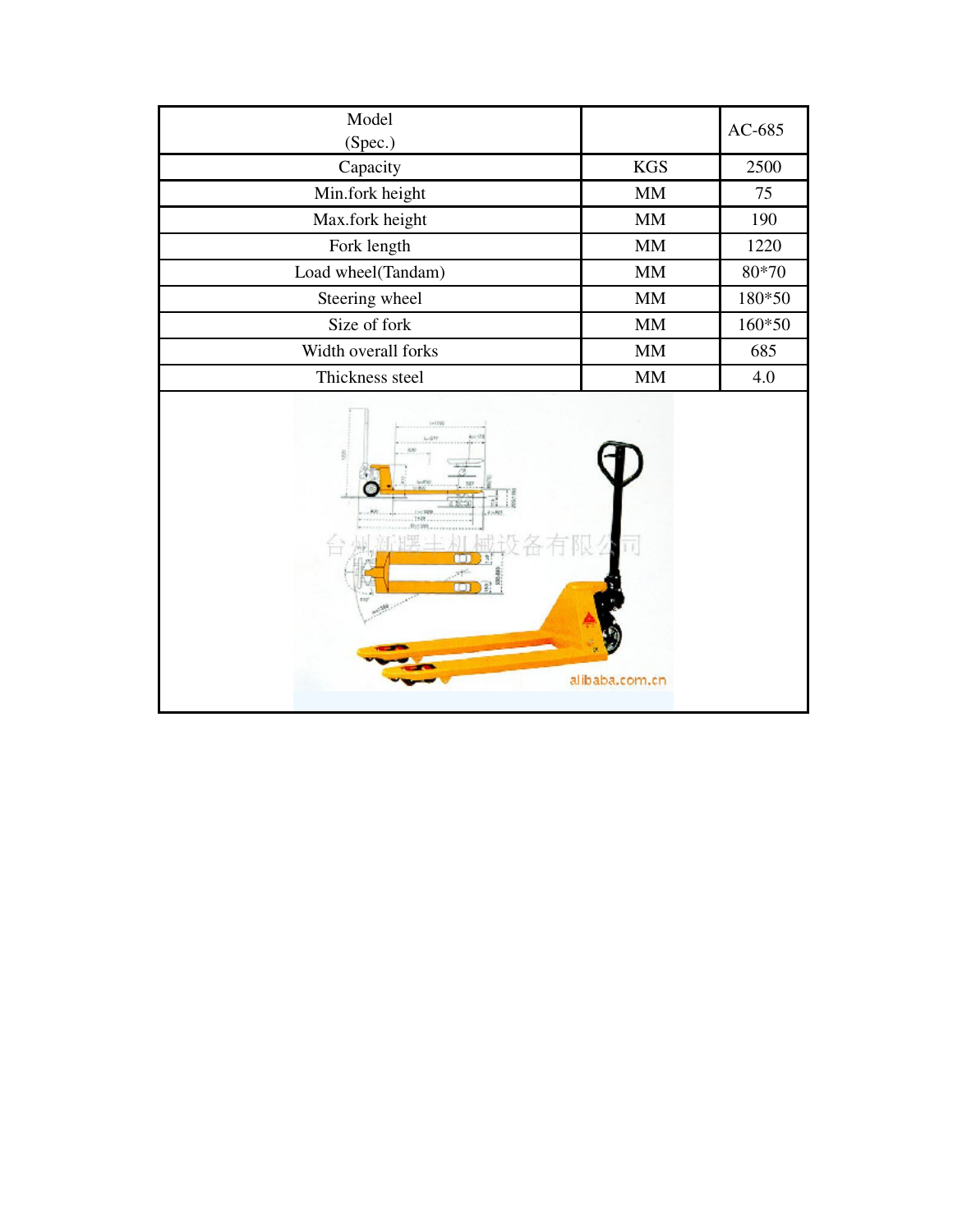| Model (Spec.) | | AC-685 |
|---|---|---|
| Capacity | KGS | 2500 |
| Min.fork height | MM | 75 |
| Max.fork height | MM | 190 |
| Fork length | MM | 1220 |
| Load wheel(Tandam) | MM | 80*70 |
| Steering wheel | MM | 180*50 |
| Size of fork | MM | 160*50 |
| Width overall forks | MM | 685 |
| Thickness steel | MM | 4.0 |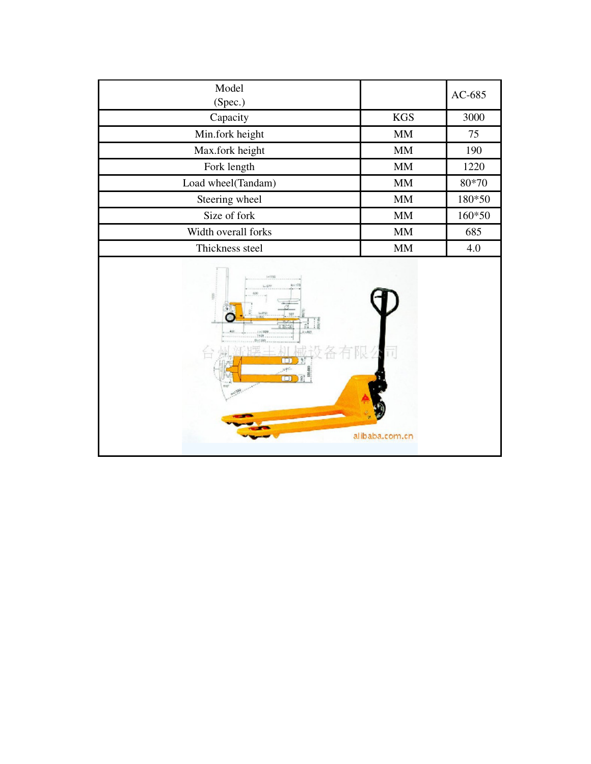| Model (Spec.) | | AC-685 |
| --- | --- | --- |
| Capacity | KGS | 3000 |
| Min.fork height | MM | 75 |
| Max.fork height | MM | 190 |
| Fork length | MM | 1220 |
| Load wheel(Tandam) | MM | 80*70 |
| Steering wheel | MM | 180*50 |
| Size of fork | MM | 160*50 |
| Width overall forks | MM | 685 |
| Thickness steel | MM | 4.0 |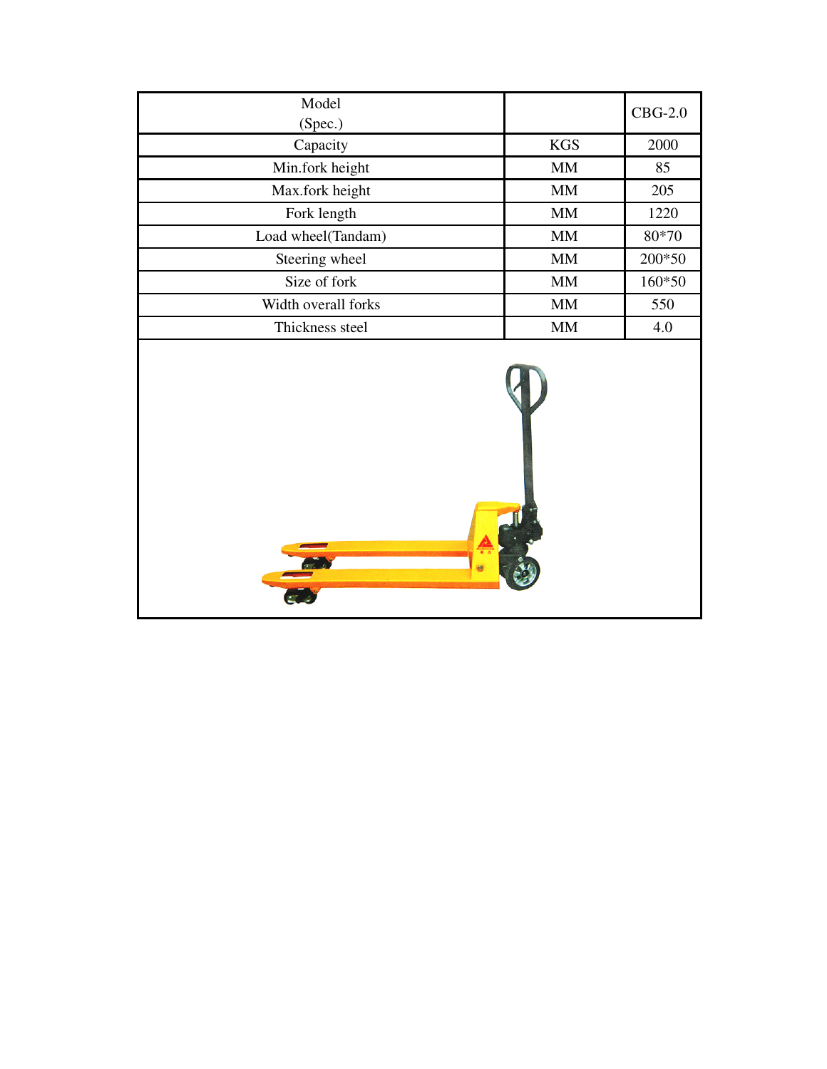| Model (Spec.) | | CBG-2.0 |
| --- | --- | --- |
| Capacity | KGS | 2000 |
| Min.fork height | MM | 85 |
| Max.fork height | MM | 205 |
| Fork length | MM | 1220 |
| Load wheel(Tandam) | MM | 80*70 |
| Steering wheel | MM | 200*50 |
| Size of fork | MM | 160*50 |
| Width overall forks | MM | 550 |
| Thickness steel | MM | 4.0 |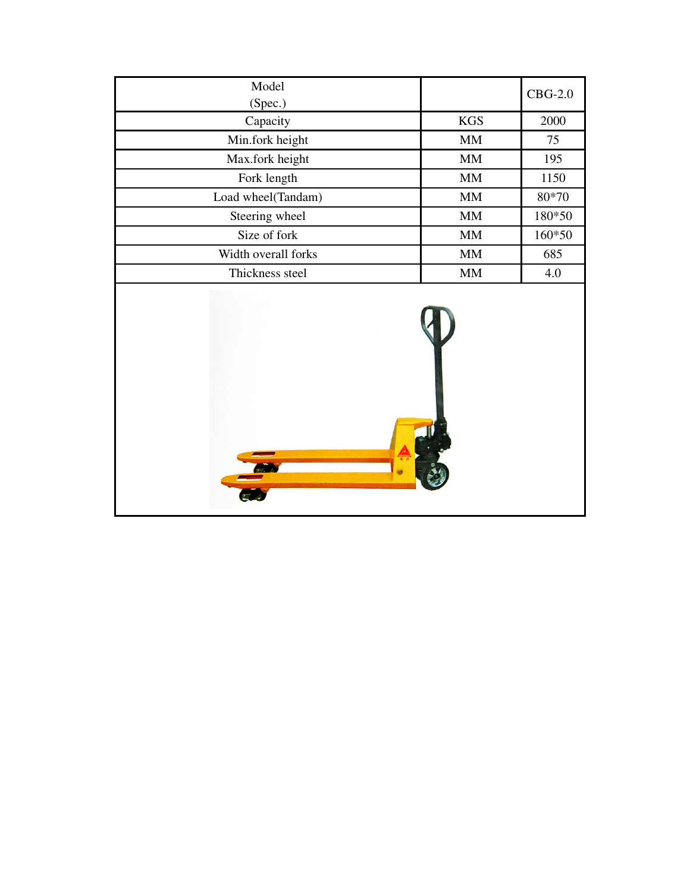| Model (Spec.) | | CBG-2.0 |
|---|---|---|
| Capacity | KGS | 2000 |
| Min.fork height | MM | 75 |
| Max.fork height | MM | 195 |
| Fork length | MM | 1150 |
| Load wheel(Tandam) | MM | 80*70 |
| Steering wheel | MM | 180*50 |
| Size of fork | MM | 160*50 |
| Width overall forks | MM | 685 |
| Thickness steel | MM | 4.0 |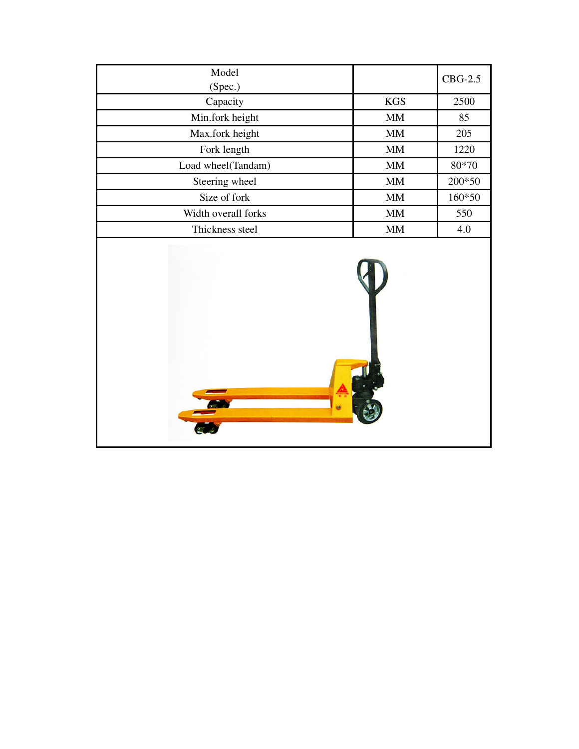| Model (Spec.) | | CBG-2.5 |
|---|---|---|
| Capacity | KGS | 2500 |
| Min.fork height | MM | 85 |
| Max.fork height | MM | 205 |
| Fork length | MM | 1220 |
| Load wheel(Tandam) | MM | 80*70 |
| Steering wheel | MM | 200*50 |
| Size of fork | MM | 160*50 |
| Width overall forks | MM | 550 |
| Thickness steel | MM | 4.0 |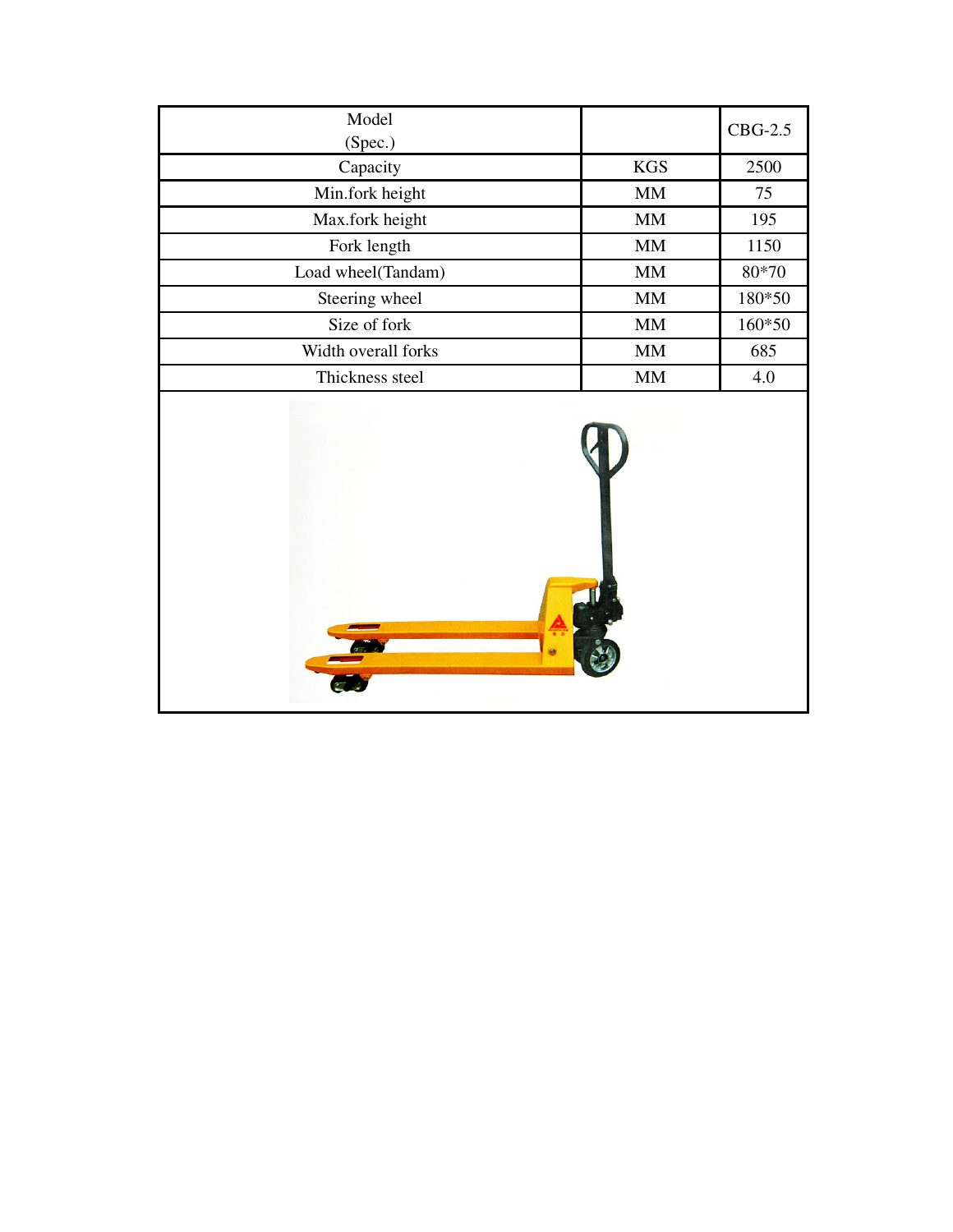| Model (Spec.) | | CBG-2.5 |
| --- | --- | --- |
| Capacity | KGS | 2500 |
| Min.fork height | MM | 75 |
| Max.fork height | MM | 195 |
| Fork length | MM | 1150 |
| Load wheel(Tandam) | MM | 80*70 |
| Steering wheel | MM | 180*50 |
| Size of fork | MM | 160*50 |
| Width overall forks | MM | 685 |
| Thickness steel | MM | 4.0 |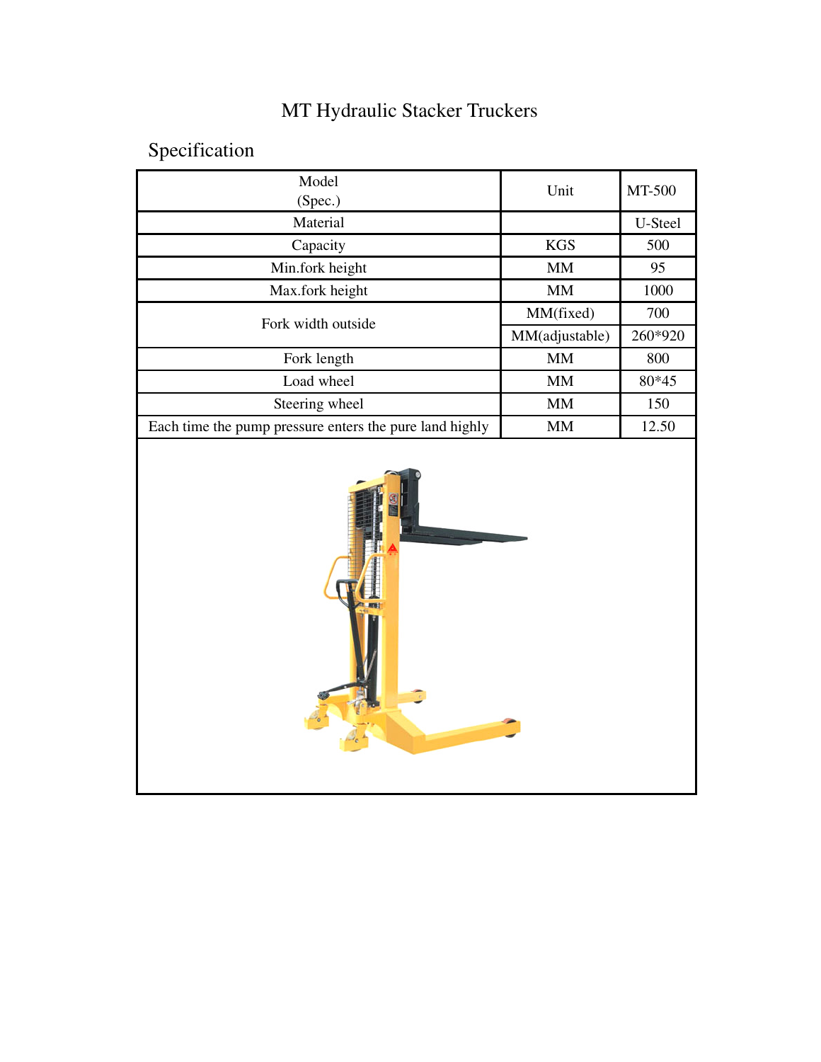# MT Hydraulic Stacker Truckers

## Specification

| Model (Spec.) | Unit | MT-500 |
|---|---|---|
| Material | | U-Steel |
| Capacity | KGS | 500 |
| Min.fork height | MM | 95 |
| Max.fork height | MM | 1000 |
| Fork width outside | MM(fixed) | 700 |
| | MM(adjustable) | 260*920 |
| Fork length | MM | 800 |
| Load wheel | MM | 80*45 |
| Steering wheel | MM | 150 |
| Each time the pump pressure enters the pure land highly | MM | 12.50 |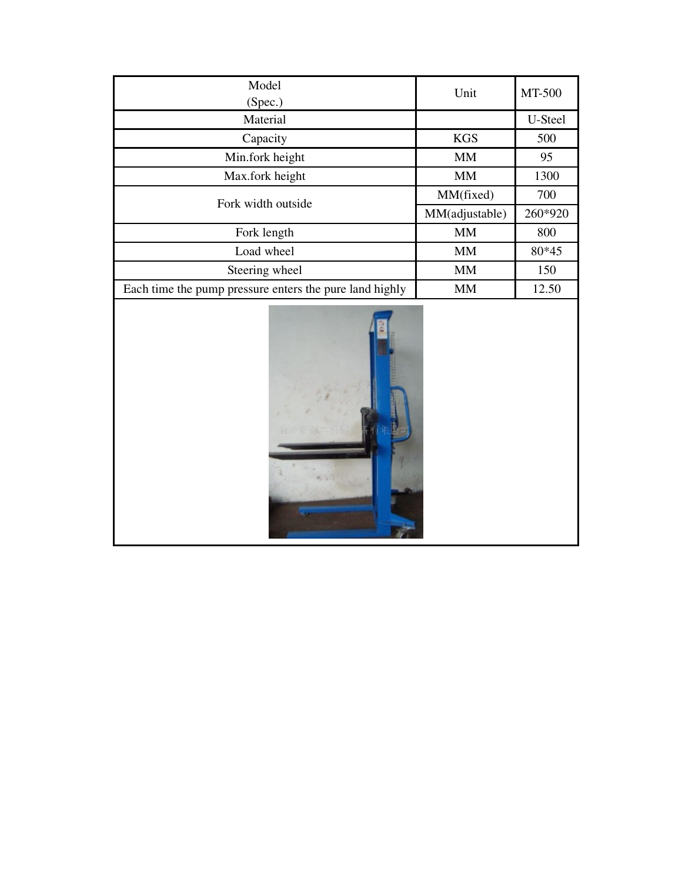| Model (Spec.) | Unit | MT-500 |
|---|---|---|
| Material | | U-Steel |
| Capacity | KGS | 500 |
| Min.fork height | MM | 95 |
| Max.fork height | MM | 1300 |
| Fork width outside | MM(fixed) | 700 |
| | MM(adjustable) | 260*920 |
| Fork length | MM | 800 |
| Load wheel | MM | 80*45 |
| Steering wheel | MM | 150 |
| Each time the pump pressure enters the pure land highly | MM | 12.50 |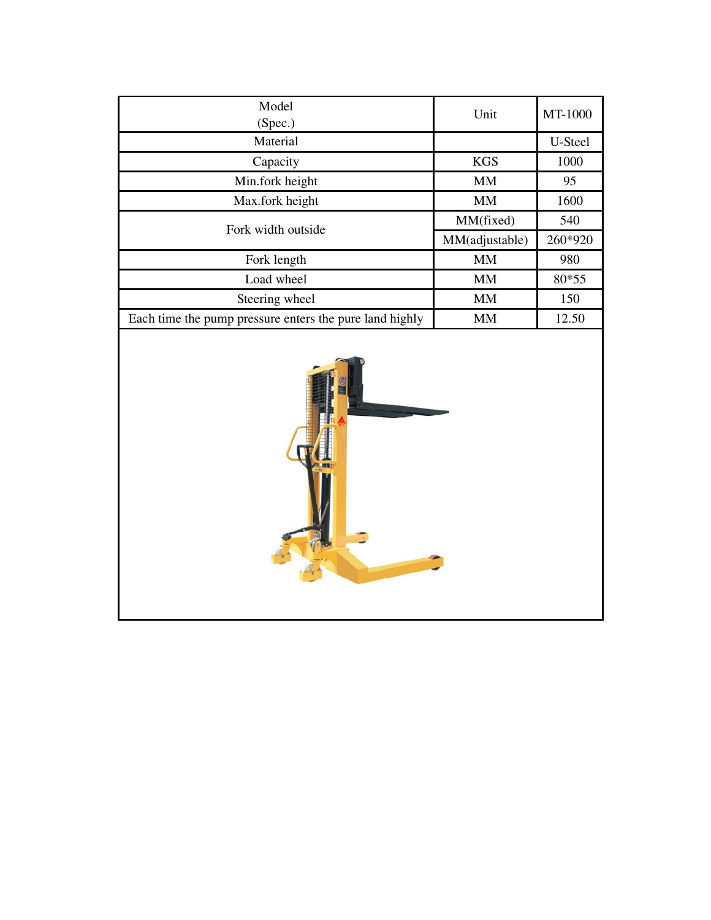| Model<br>(Spec.) | Unit | MT-1000 |
| --- | --- | --- |
| Material | | U-Steel |
| Capacity | KGS | 1000 |
| Min.fork height | MM | 95 |
| Max.fork height | MM | 1600 |
| Fork width outside | MM(fixed) | 540 |
| | MM(adjustable) | 260*920 |
| Fork length | MM | 980 |
| Load wheel | MM | 80*55 |
| Steering wheel | MM | 150 |
| Each time the pump pressure enters the pure land highly | MM | 12.50 |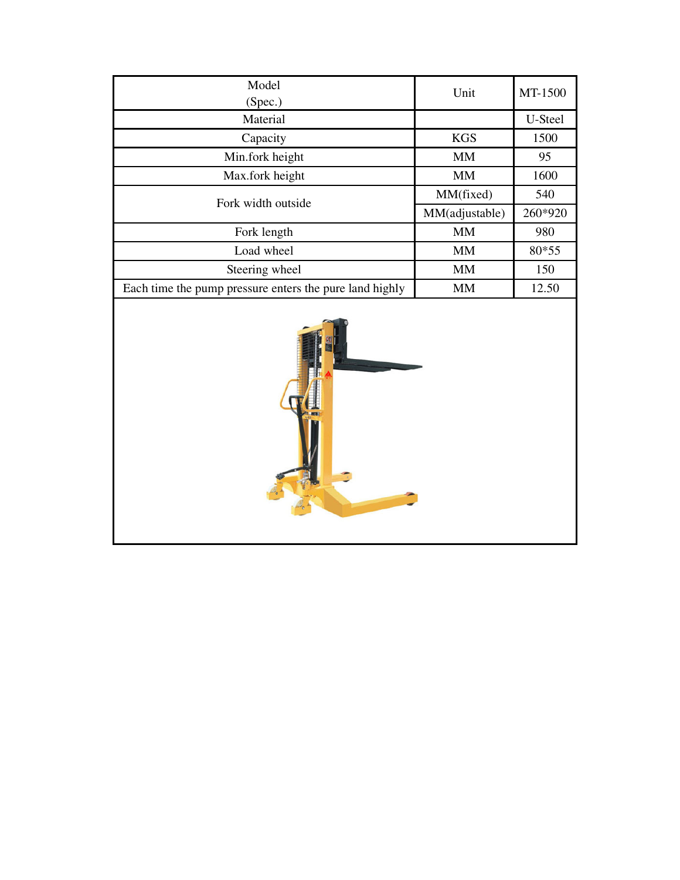| Model (Spec.) | Unit | MT-1500 |
| --- | --- | --- |
| Material | | U-Steel |
| Capacity | KGS | 1500 |
| Min.fork height | MM | 95 |
| Max.fork height | MM | 1600 |
| Fork width outside | MM(fixed) | 540 |
| | MM(adjustable) | 260*920 |
| Fork length | MM | 980 |
| Load wheel | MM | 80*55 |
| Steering wheel | MM | 150 |
| Each time the pump pressure enters the pure land highly | MM | 12.50 |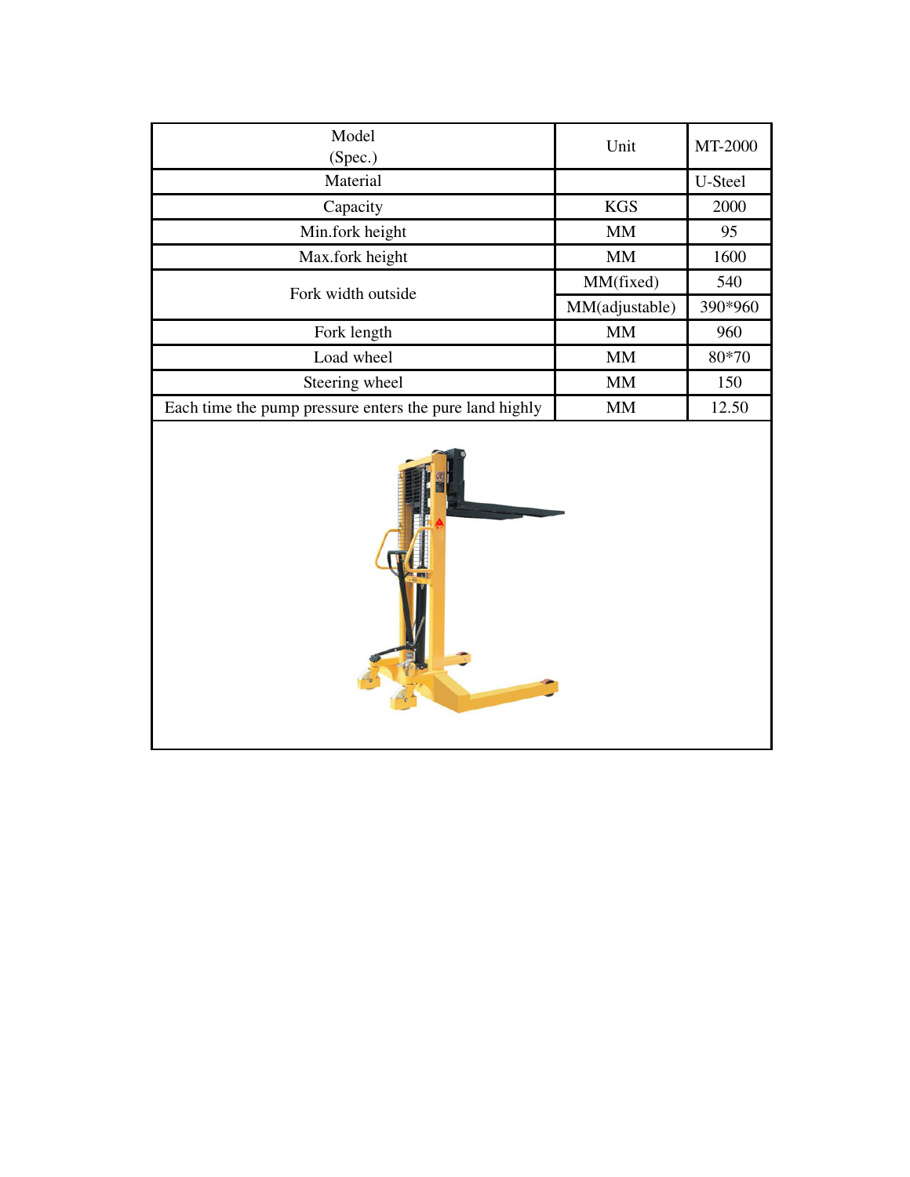| Model (Spec.) | Unit | MT-2000 |
| --- | --- | --- |
| Material | | U-Steel |
| Capacity | KGS | 2000 |
| Min.fork height | MM | 95 |
| Max.fork height | MM | 1600 |
| Fork width outside | MM(fixed) | 540 |
| | MM(adjustable) | 390*960 |
| Fork length | MM | 960 |
| Load wheel | MM | 80*70 |
| Steering wheel | MM | 150 |
| Each time the pump pressure enters the pure land highly | MM | 12.50 |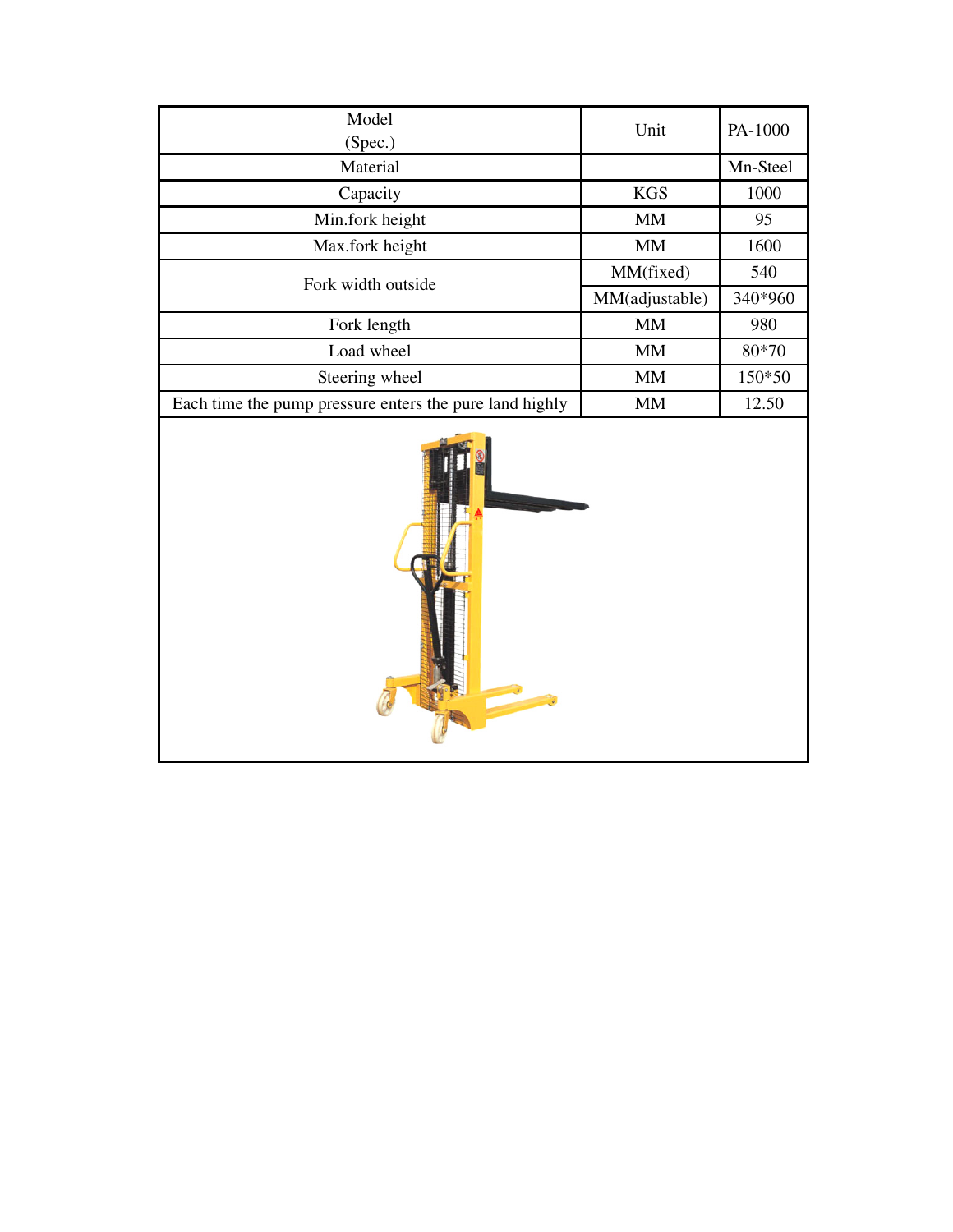| Model (Spec.) | Unit | PA-1000 |
| --- | --- | --- |
| Material | | Mn-Steel |
| Capacity | KGS | 1000 |
| Min.fork height | MM | 95 |
| Max.fork height | MM | 1600 |
| Fork width outside | MM(fixed) | 540 |
| | MM(adjustable) | 340*960 |
| Fork length | MM | 980 |
| Load wheel | MM | 80*70 |
| Steering wheel | MM | 150*50 |
| Each time the pump pressure enters the pure land highly | MM | 12.50 |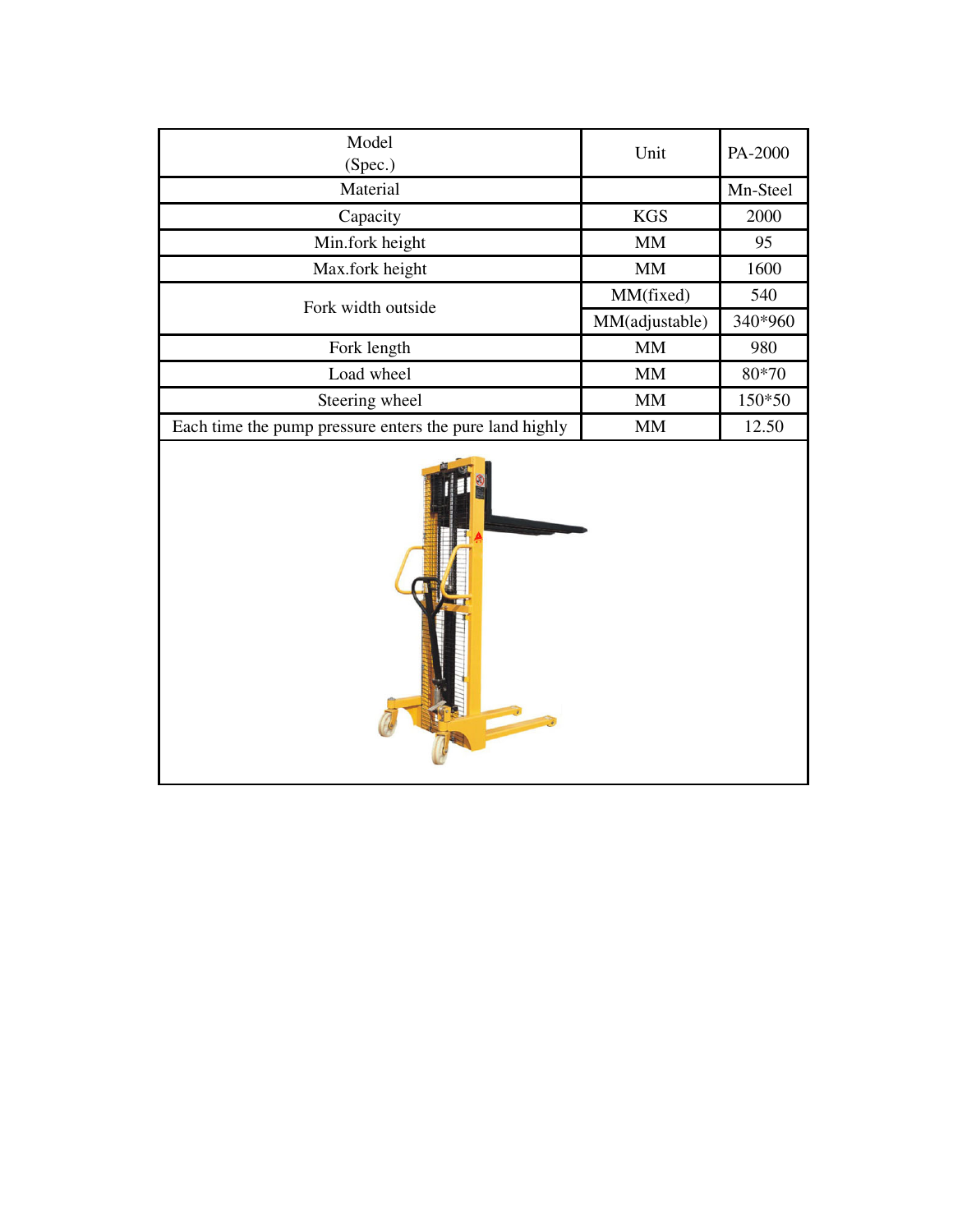| Model (Spec.) | Unit | PA-2000 |
|---|---|---|
| Material | | Mn-Steel |
| Capacity | KGS | 2000 |
| Min.fork height | MM | 95 |
| Max.fork height | MM | 1600 |
| Fork width outside | MM(fixed) | 540 |
| | MM(adjustable) | 340*960 |
| Fork length | MM | 980 |
| Load wheel | MM | 80*70 |
| Steering wheel | MM | 150*50 |
| Each time the pump pressure enters the pure land highly | MM | 12.50 |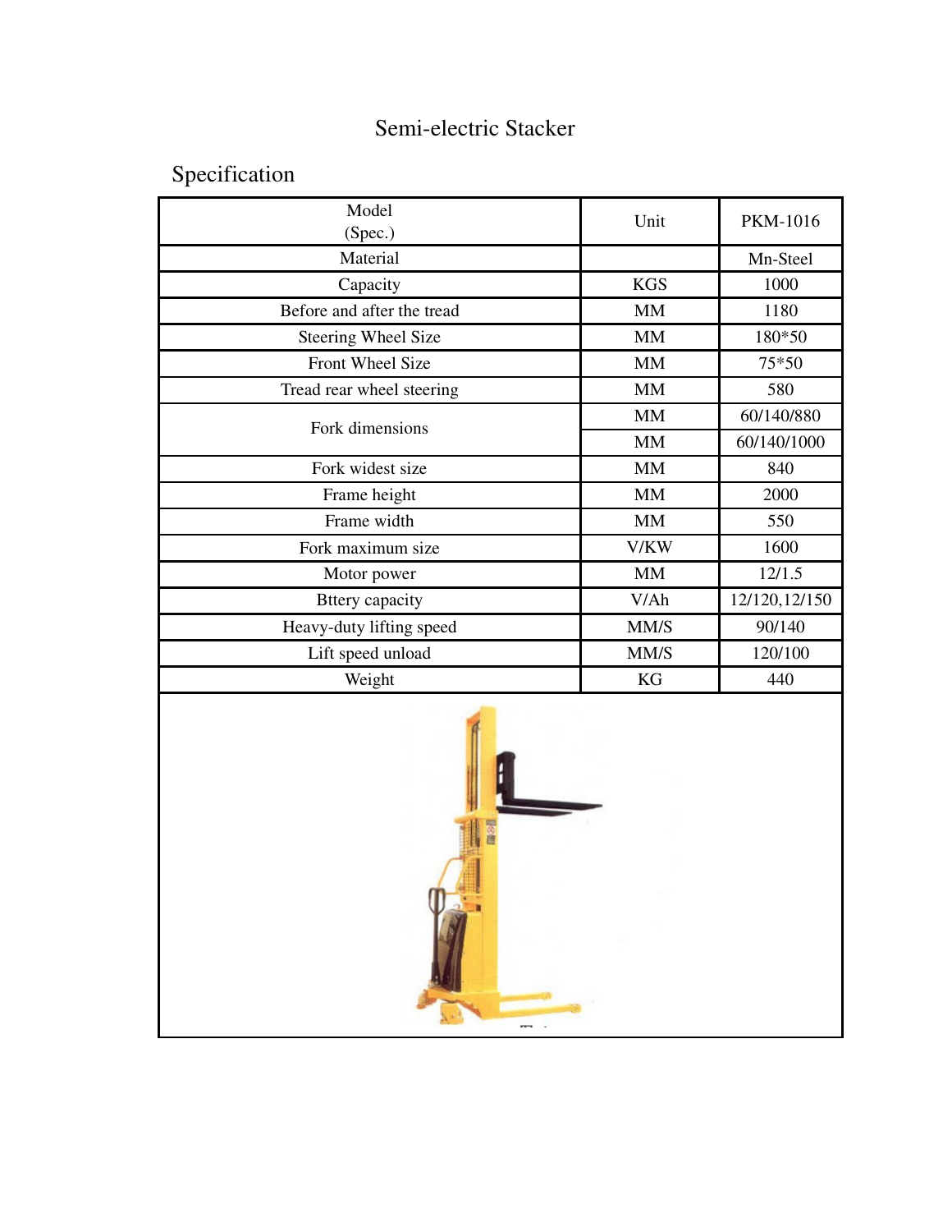# Semi-electric Stacker

## Specification

| Model (Spec.) | Unit | PKM-1016 |
|---|---|---|
| Material | | Mn-Steel |
| Capacity | KGS | 1000 |
| Before and after the tread | MM | 1180 |
| Steering Wheel Size | MM | 180*50 |
| Front Wheel Size | MM | 75*50 |
| Tread rear wheel steering | MM | 580 |
| Fork dimensions | MM | 60/140/880 |
| | MM | 60/140/1000 |
| Fork widest size | MM | 840 |
| Frame height | MM | 2000 |
| Frame width | MM | 550 |
| Fork maximum size | V/KW | 1600 |
| Motor power | MM | 12/1.5 |
| Bttery capacity | V/Ah | 12/120,12/150 |
| Heavy-duty lifting speed | MM/S | 90/140 |
| Lift speed unload | MM/S | 120/100 |
| Weight | KG | 440 |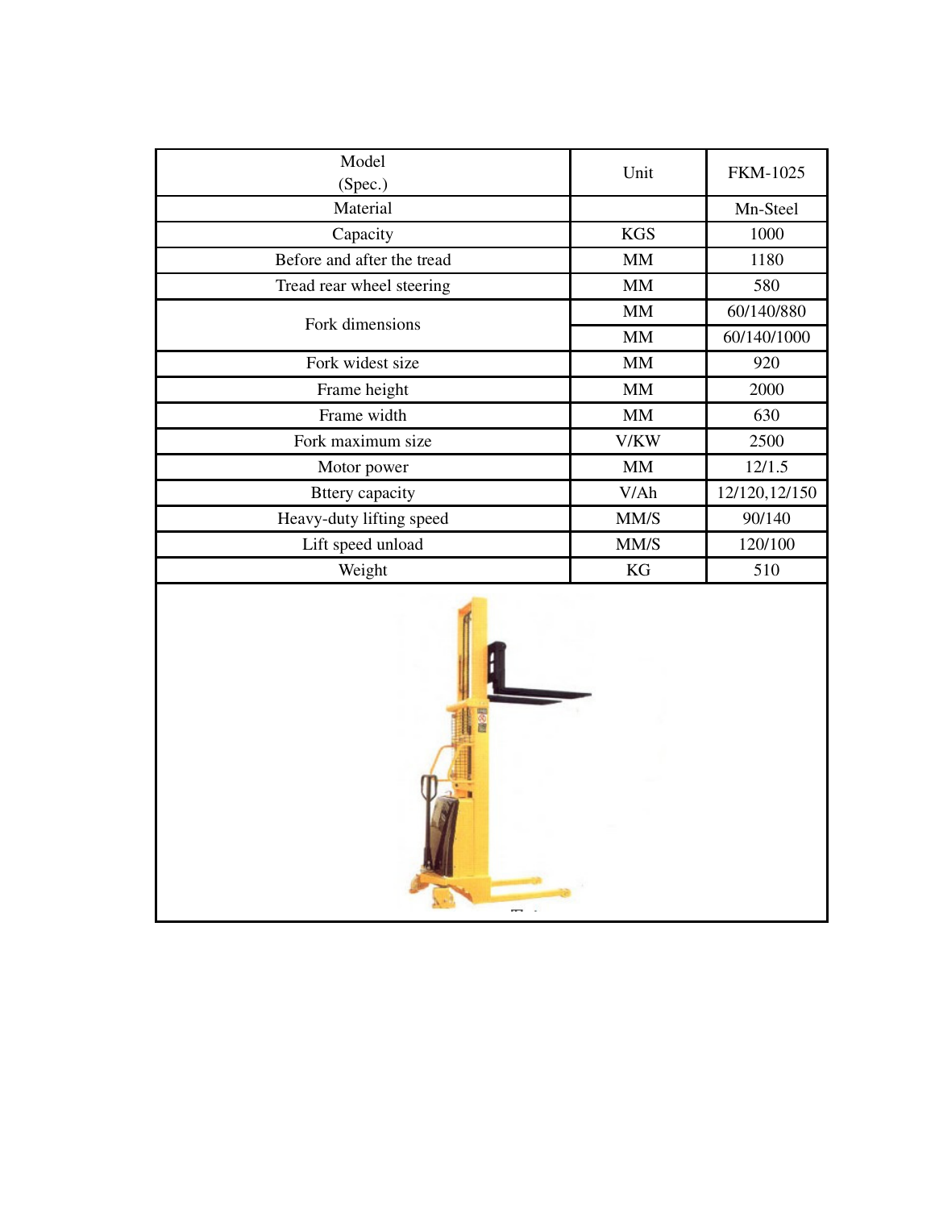| Model (Spec.) | Unit | FKM-1025 |
|---|---|---|
| Material | | Mn-Steel |
| Capacity | KGS | 1000 |
| Before and after the tread | MM | 1180 |
| Tread rear wheel steering | MM | 580 |
| Fork dimensions | MM | 60/140/880 |
| | MM | 60/140/1000 |
| Fork widest size | MM | 920 |
| Frame height | MM | 2000 |
| Frame width | MM | 630 |
| Fork maximum size | V/KW | 2500 |
| Motor power | MM | 12/1.5 |
| Bttery capacity | V/Ah | 12/120,12/150 |
| Heavy-duty lifting speed | MM/S | 90/140 |
| Lift speed unload | MM/S | 120/100 |
| Weight | KG | 510 |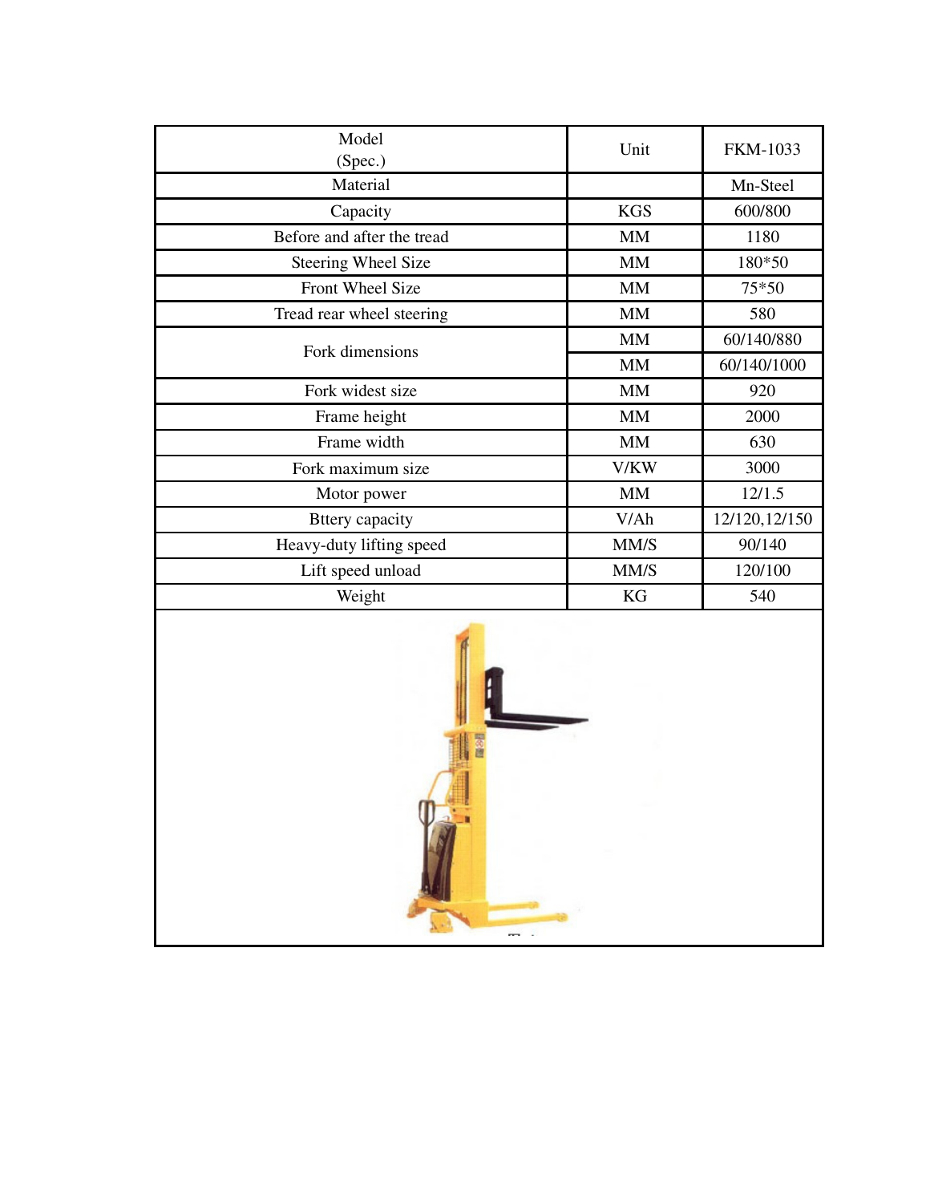| Model (Spec.) | Unit | FKM-1033 |
|---|---|---|
| Material | | Mn-Steel |
| Capacity | KGS | 600/800 |
| Before and after the tread | MM | 1180 |
| Steering Wheel Size | MM | 180*50 |
| Front Wheel Size | MM | 75*50 |
| Tread rear wheel steering | MM | 580 |
| Fork dimensions | MM | 60/140/880 |
| | MM | 60/140/1000 |
| Fork widest size | MM | 920 |
| Frame height | MM | 2000 |
| Frame width | MM | 630 |
| Fork maximum size | V/KW | 3000 |
| Motor power | MM | 12/1.5 |
| Bttery capacity | V/Ah | 12/120,12/150 |
| Heavy-duty lifting speed | MM/S | 90/140 |
| Lift speed unload | MM/S | 120/100 |
| Weight | KG | 540 |